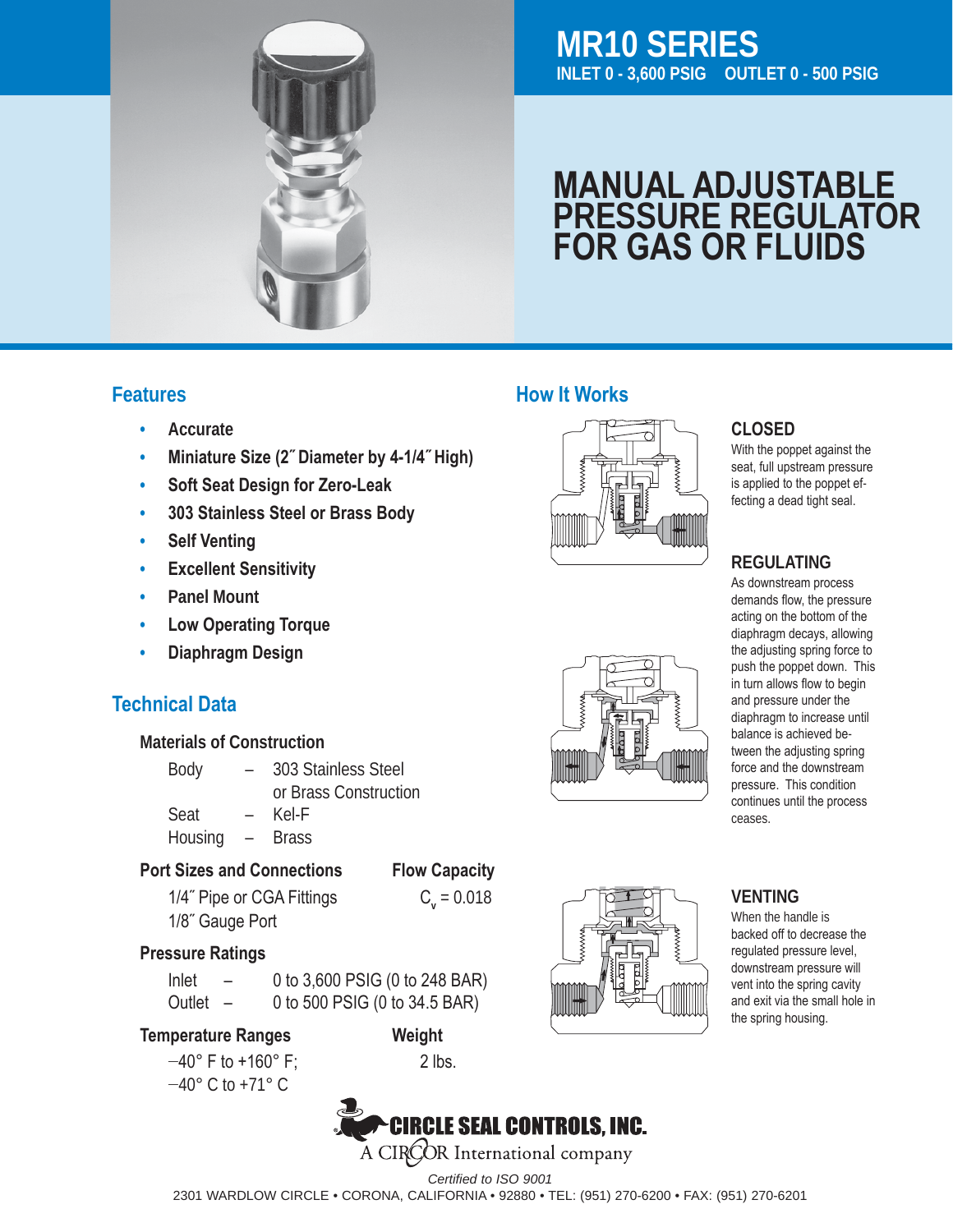# MR10 SERIES

**INLET 0 - 3,600 PSIG OUTLET 0 - 500 PSIG**

# MANUAL ADJUSTABLE PRESSURE REGULATOR FOR GAS OR FLUIDS

## Features

- **Accurate**
- **Miniature Size (2˝ Diameter by 4-1/4˝ High)**
- **Soft Seat Design for Zero-Leak**
- **303 Stainless Steel or Brass Body**
- **Self Venting**
- **Excellent Sensitivity**
- **Panel Mount**
- **Low Operating Torque**
- **Diaphragm Design**

## Technical Data

### Materials of Construction

| | | |
|---|---|---|
| Body | – | 303 Stainless Steel or Brass Construction |
| Seat | – | Kel-F |
| Housing | – | Brass |

### Port Sizes and Connections

1/4˝ Pipe or CGA Fittings
1/8˝ Gauge Port

### Flow Capacity

$C_v = 0.018$

### Pressure Ratings

| | | |
|---|---|---|
| Inlet | – | 0 to 3,600 PSIG (0 to 248 BAR) |
| Outlet | – | 0 to 500 PSIG (0 to 34.5 BAR) |

### Temperature Ranges

−40° F to +160° F;
−40° C to +71° C

### Weight

2 lbs.

## How It Works

### CLOSED

With the poppet against the seat, full upstream pressure is applied to the poppet effecting a dead tight seal.

### REGULATING

As downstream process demands flow, the pressure acting on the bottom of the diaphragm decays, allowing the adjusting spring force to push the poppet down. This in turn allows flow to begin and pressure under the diaphragm to increase until balance is achieved between the adjusting spring force and the downstream pressure. This condition continues until the process ceases.

### VENTING

When the handle is backed off to decrease the regulated pressure level, downstream pressure will vent into the spring cavity and exit via the small hole in the spring housing.

**CIRCLE SEAL CONTROLS, INC.**
A CIRCOR International company

*Certified to ISO 9001*

2301 WARDLOW CIRCLE • CORONA, CALIFORNIA • 92880 • TEL: (951) 270-6200 • FAX: (951) 270-6201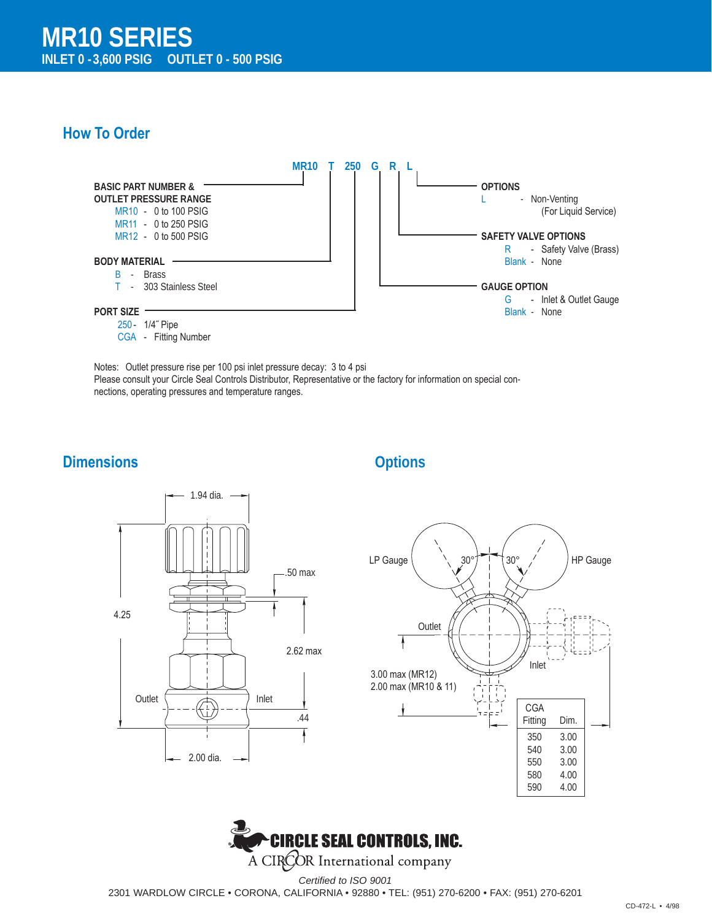# MR10 SERIES

**INLET 0 -3,600 PSIG OUTLET 0 - 500 PSIG**

## How To Order

**MR10 T 250 G R L**

**BASIC PART NUMBER & OUTLET PRESSURE RANGE**
- MR10 - 0 to 100 PSIG
- MR11 - 0 to 250 PSIG
- MR12 - 0 to 500 PSIG

**BODY MATERIAL**
- B - Brass
- T - 303 Stainless Steel

**PORT SIZE**
- 250 - 1/4″ Pipe
- CGA - Fitting Number

**OPTIONS**
- L - Non-Venting (For Liquid Service)

**SAFETY VALVE OPTIONS**
- R - Safety Valve (Brass)
- Blank - None

**GAUGE OPTION**
- G - Inlet & Outlet Gauge
- Blank - None

Notes: Outlet pressure rise per 100 psi inlet pressure decay: 3 to 4 psi
Please consult your Circle Seal Controls Distributor, Representative or the factory for information on special connections, operating pressures and temperature ranges.

## Dimensions

1.94 dia.
.50 max
4.25
2.62 max
Outlet
Inlet
.44
2.00 dia.

## Options

LP Gauge
30°
30°
HP Gauge
Outlet
Inlet
3.00 max (MR12)
2.00 max (MR10 & 11)

| CGA Fitting | Dim. |
|---|---|
| 350 | 3.00 |
| 540 | 3.00 |
| 550 | 3.00 |
| 580 | 4.00 |
| 590 | 4.00 |

**CIRCLE SEAL CONTROLS, INC.**
A CIRCOR International company

*Certified to ISO 9001*

2301 WARDLOW CIRCLE • CORONA, CALIFORNIA • 92880 • TEL: (951) 270-6200 • FAX: (951) 270-6201

CD-472-L • 4/98